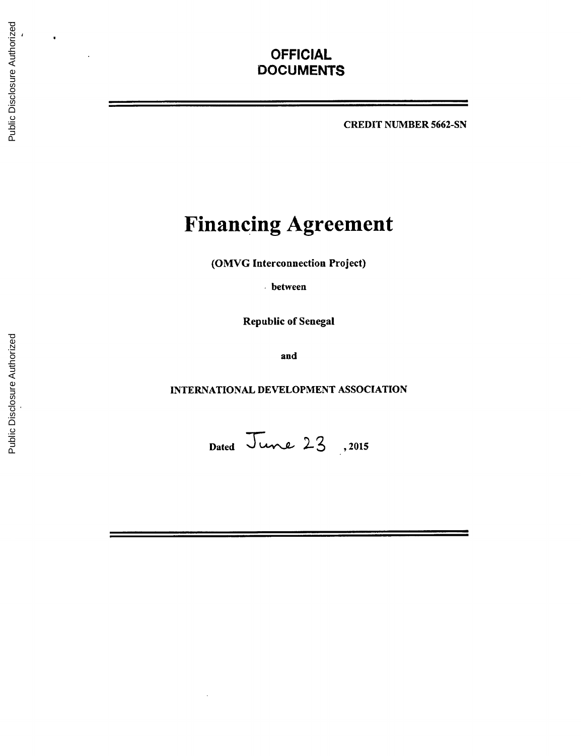OFFICIAL
DOCUMENTS

CREDIT NUMBER 5662-SN

# Financing Agreement

**(OMVG Interconnection Project)**

**between**

**Republic of Senegal**

**and**

**INTERNATIONAL DEVELOPMENT ASSOCIATION**

**Dated June 23, 2015**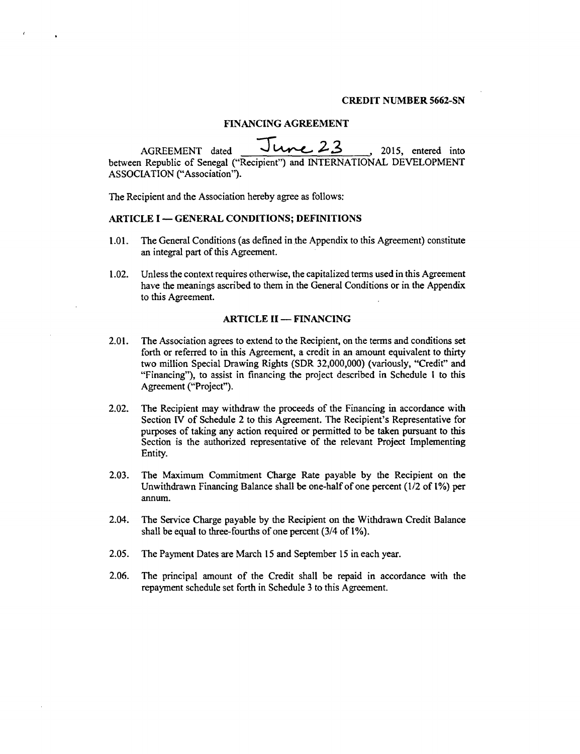**CREDIT NUMBER 5662-SN**

# FINANCING AGREEMENT

AGREEMENT dated June 23, 2015, entered into between Republic of Senegal ("Recipient") and INTERNATIONAL DEVELOPMENT ASSOCIATION ("Association").

The Recipient and the Association hereby agree as follows:

## ARTICLE I — GENERAL CONDITIONS; DEFINITIONS

1.01. The General Conditions (as defined in the Appendix to this Agreement) constitute an integral part of this Agreement.

1.02. Unless the context requires otherwise, the capitalized terms used in this Agreement have the meanings ascribed to them in the General Conditions or in the Appendix to this Agreement.

## ARTICLE II — FINANCING

2.01. The Association agrees to extend to the Recipient, on the terms and conditions set forth or referred to in this Agreement, a credit in an amount equivalent to thirty two million Special Drawing Rights (SDR 32,000,000) (variously, "Credit" and "Financing"), to assist in financing the project described in Schedule 1 to this Agreement ("Project").

2.02. The Recipient may withdraw the proceeds of the Financing in accordance with Section IV of Schedule 2 to this Agreement. The Recipient's Representative for purposes of taking any action required or permitted to be taken pursuant to this Section is the authorized representative of the relevant Project Implementing Entity.

2.03. The Maximum Commitment Charge Rate payable by the Recipient on the Unwithdrawn Financing Balance shall be one-half of one percent (1/2 of 1%) per annum.

2.04. The Service Charge payable by the Recipient on the Withdrawn Credit Balance shall be equal to three-fourths of one percent (3/4 of 1%).

2.05. The Payment Dates are March 15 and September 15 in each year.

2.06. The principal amount of the Credit shall be repaid in accordance with the repayment schedule set forth in Schedule 3 to this Agreement.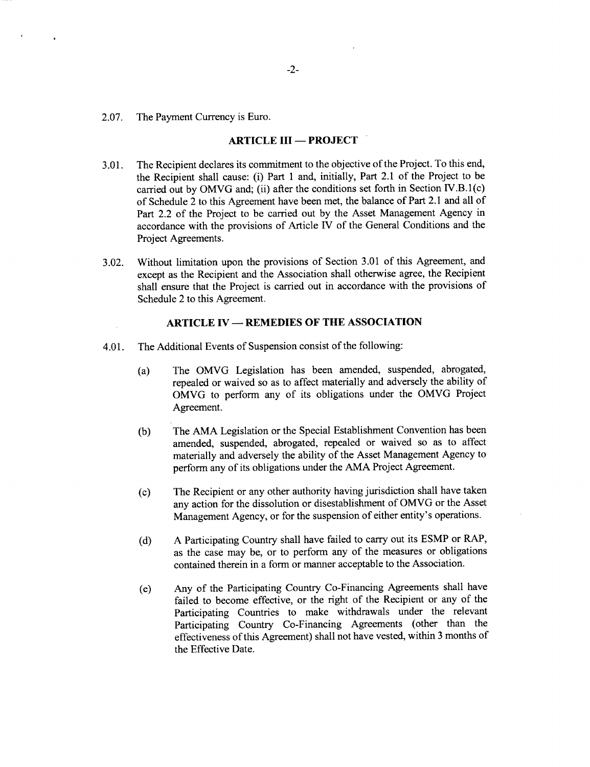2.07. The Payment Currency is Euro.

## ARTICLE III — PROJECT

3.01. The Recipient declares its commitment to the objective of the Project. To this end, the Recipient shall cause: (i) Part 1 and, initially, Part 2.1 of the Project to be carried out by OMVG and; (ii) after the conditions set forth in Section IV.B.1(c) of Schedule 2 to this Agreement have been met, the balance of Part 2.1 and all of Part 2.2 of the Project to be carried out by the Asset Management Agency in accordance with the provisions of Article IV of the General Conditions and the Project Agreements.

3.02. Without limitation upon the provisions of Section 3.01 of this Agreement, and except as the Recipient and the Association shall otherwise agree, the Recipient shall ensure that the Project is carried out in accordance with the provisions of Schedule 2 to this Agreement.

## ARTICLE IV — REMEDIES OF THE ASSOCIATION

4.01. The Additional Events of Suspension consist of the following:

(a) The OMVG Legislation has been amended, suspended, abrogated, repealed or waived so as to affect materially and adversely the ability of OMVG to perform any of its obligations under the OMVG Project Agreement.

(b) The AMA Legislation or the Special Establishment Convention has been amended, suspended, abrogated, repealed or waived so as to affect materially and adversely the ability of the Asset Management Agency to perform any of its obligations under the AMA Project Agreement.

(c) The Recipient or any other authority having jurisdiction shall have taken any action for the dissolution or disestablishment of OMVG or the Asset Management Agency, or for the suspension of either entity's operations.

(d) A Participating Country shall have failed to carry out its ESMP or RAP, as the case may be, or to perform any of the measures or obligations contained therein in a form or manner acceptable to the Association.

(e) Any of the Participating Country Co-Financing Agreements shall have failed to become effective, or the right of the Recipient or any of the Participating Countries to make withdrawals under the relevant Participating Country Co-Financing Agreements (other than the effectiveness of this Agreement) shall not have vested, within 3 months of the Effective Date.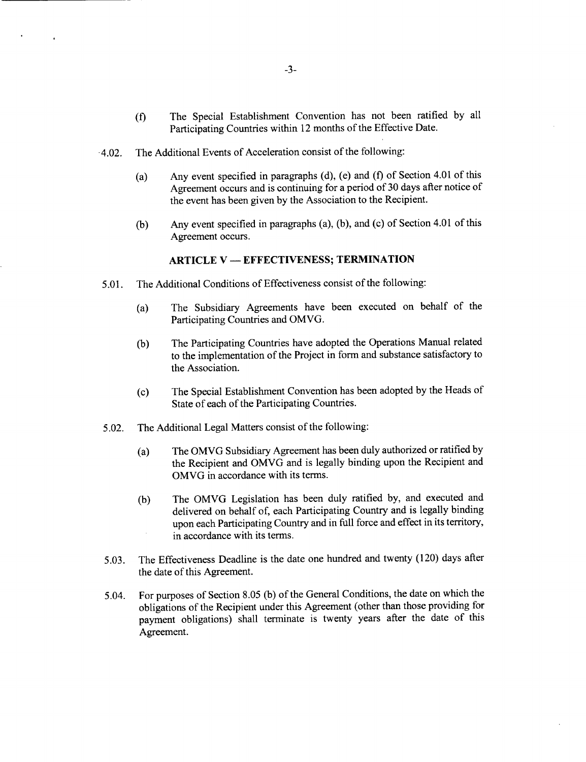(f) The Special Establishment Convention has not been ratified by all Participating Countries within 12 months of the Effective Date.

4.02. The Additional Events of Acceleration consist of the following:

(a) Any event specified in paragraphs (d), (e) and (f) of Section 4.01 of this Agreement occurs and is continuing for a period of 30 days after notice of the event has been given by the Association to the Recipient.

(b) Any event specified in paragraphs (a), (b), and (c) of Section 4.01 of this Agreement occurs.

## ARTICLE V — EFFECTIVENESS; TERMINATION

5.01. The Additional Conditions of Effectiveness consist of the following:

(a) The Subsidiary Agreements have been executed on behalf of the Participating Countries and OMVG.

(b) The Participating Countries have adopted the Operations Manual related to the implementation of the Project in form and substance satisfactory to the Association.

(c) The Special Establishment Convention has been adopted by the Heads of State of each of the Participating Countries.

5.02. The Additional Legal Matters consist of the following:

(a) The OMVG Subsidiary Agreement has been duly authorized or ratified by the Recipient and OMVG and is legally binding upon the Recipient and OMVG in accordance with its terms.

(b) The OMVG Legislation has been duly ratified by, and executed and delivered on behalf of, each Participating Country and is legally binding upon each Participating Country and in full force and effect in its territory, in accordance with its terms.

5.03. The Effectiveness Deadline is the date one hundred and twenty (120) days after the date of this Agreement.

5.04. For purposes of Section 8.05 (b) of the General Conditions, the date on which the obligations of the Recipient under this Agreement (other than those providing for payment obligations) shall terminate is twenty years after the date of this Agreement.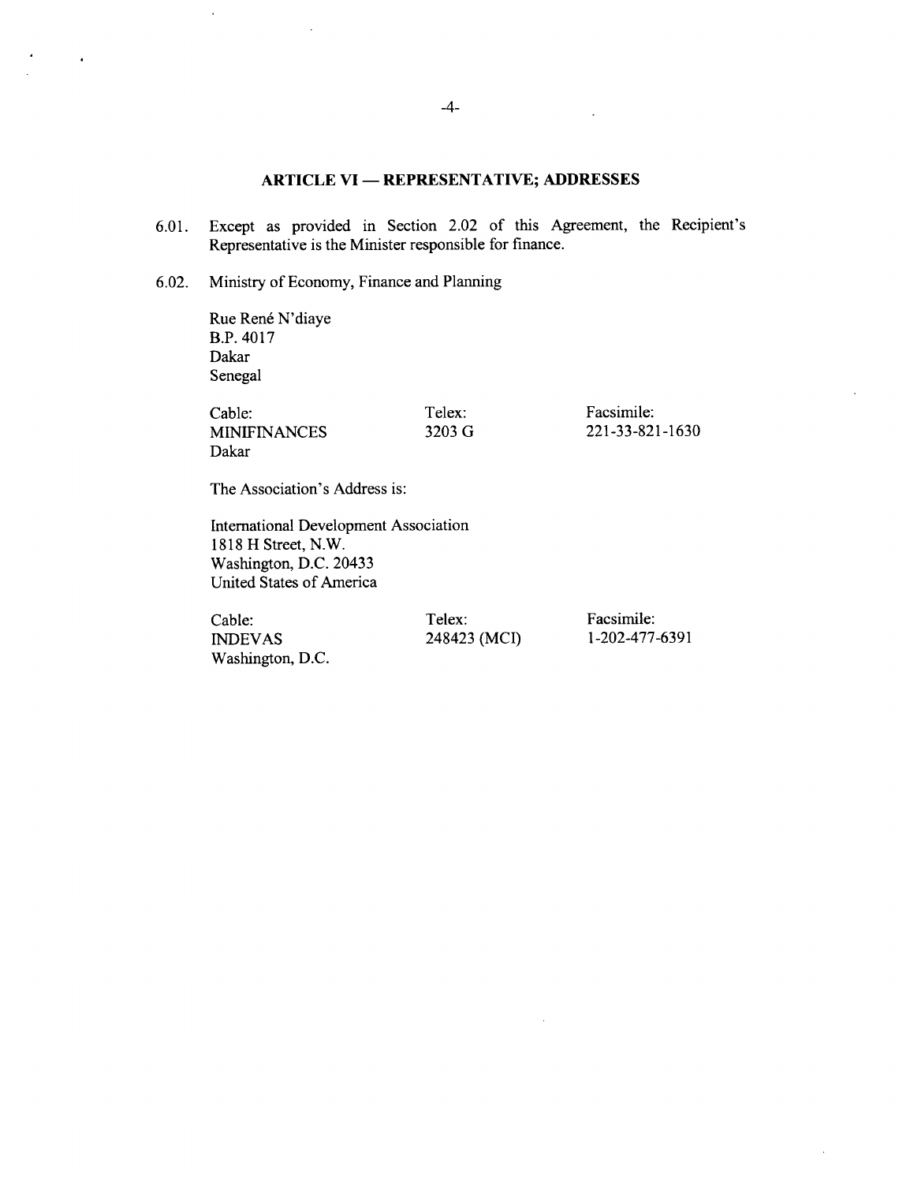## ARTICLE VI — REPRESENTATIVE; ADDRESSES

6.01. Except as provided in Section 2.02 of this Agreement, the Recipient's Representative is the Minister responsible for finance.

6.02. Ministry of Economy, Finance and Planning

Rue René N'diaye
B.P. 4017
Dakar
Senegal

| Cable: | Telex: | Facsimile: |
|---|---|---|
| MINIFINANCES Dakar | 3203 G | 221-33-821-1630 |

The Association's Address is:

International Development Association
1818 H Street, N.W.
Washington, D.C. 20433
United States of America

| Cable: | Telex: | Facsimile: |
|---|---|---|
| INDEVAS Washington, D.C. | 248423 (MCI) | 1-202-477-6391 |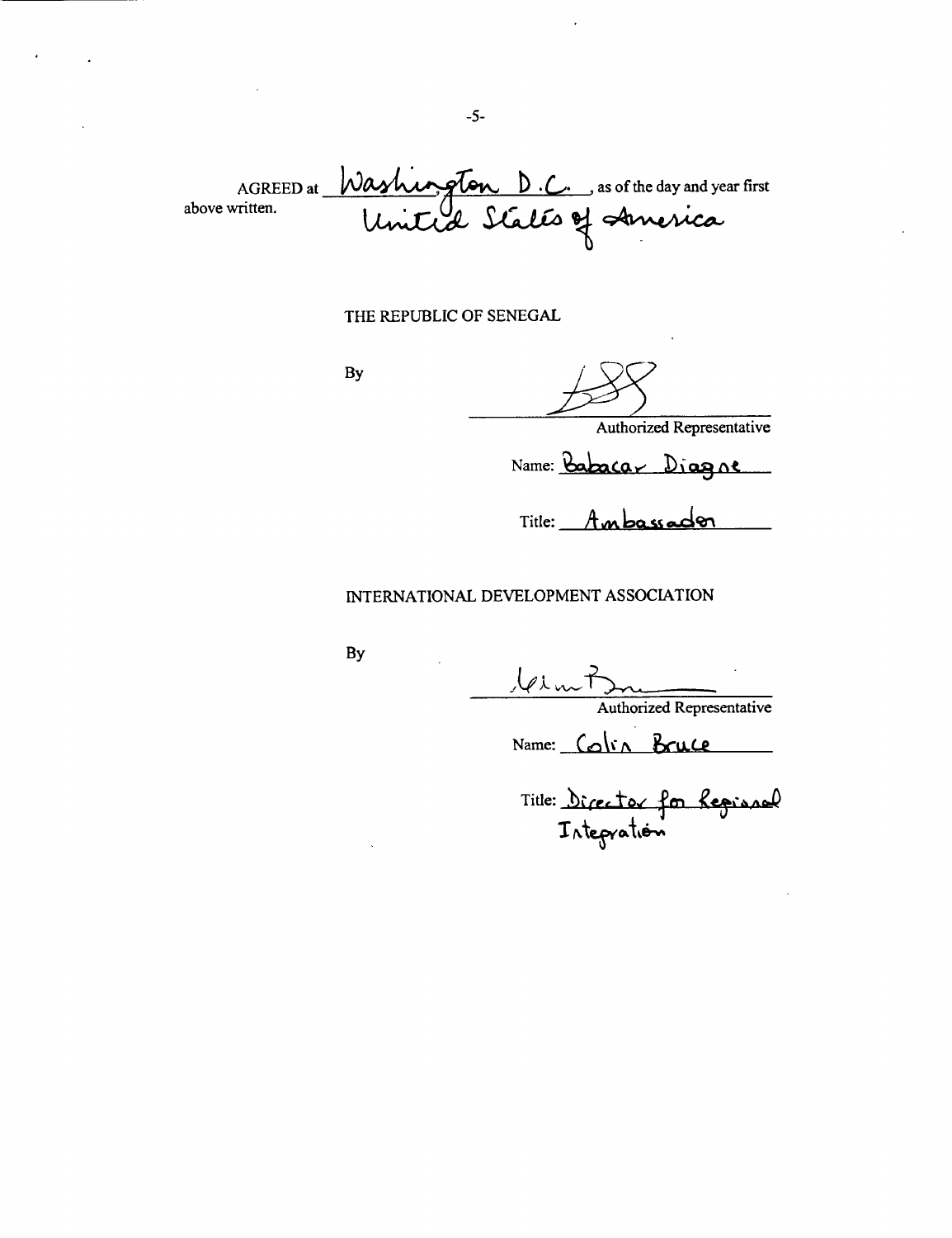AGREED at Washington D.C., United States of America, as of the day and year first above written.

THE REPUBLIC OF SENEGAL

By

\_\_\_\_\_\_\_\_\_\_\_\_\_\_\_\_\_\_\_\_\_\_\_\_\_\_\_\_\_\_\_\_

Authorized Representative

Name: Babacar Diagne

Title: Ambassador

INTERNATIONAL DEVELOPMENT ASSOCIATION

By

\_\_\_\_\_\_\_\_\_\_\_\_\_\_\_\_\_\_\_\_\_\_\_\_\_\_\_\_\_\_\_\_

Authorized Representative

Name: Colin Bruce

Title: Director for Regional Integration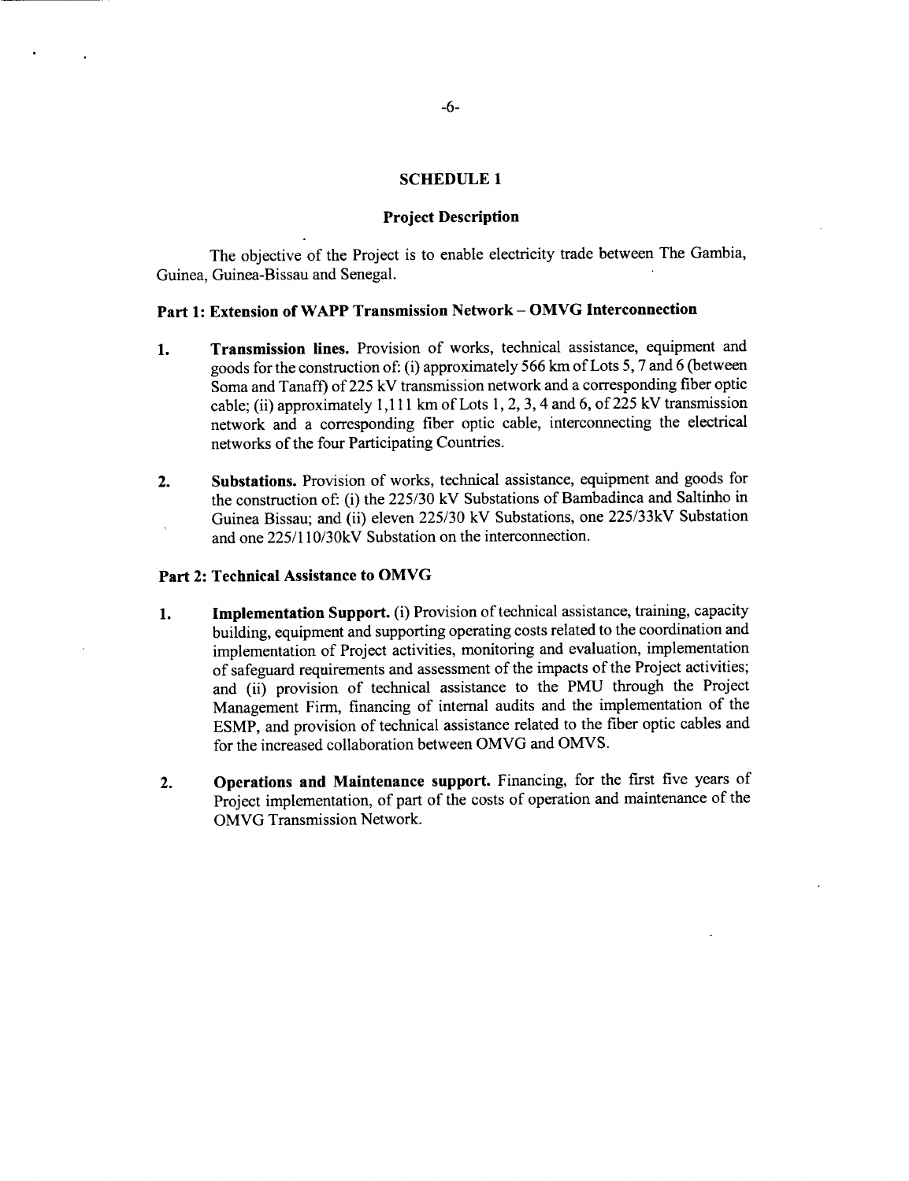# SCHEDULE 1

## Project Description

The objective of the Project is to enable electricity trade between The Gambia, Guinea, Guinea-Bissau and Senegal.

### Part 1: Extension of WAPP Transmission Network – OMVG Interconnection

1. **Transmission lines.** Provision of works, technical assistance, equipment and goods for the construction of: (i) approximately 566 km of Lots 5, 7 and 6 (between Soma and Tanaff) of 225 kV transmission network and a corresponding fiber optic cable; (ii) approximately 1,111 km of Lots 1, 2, 3, 4 and 6, of 225 kV transmission network and a corresponding fiber optic cable, interconnecting the electrical networks of the four Participating Countries.

2. **Substations.** Provision of works, technical assistance, equipment and goods for the construction of: (i) the 225/30 kV Substations of Bambadinca and Saltinho in Guinea Bissau; and (ii) eleven 225/30 kV Substations, one 225/33kV Substation and one 225/110/30kV Substation on the interconnection.

### Part 2: Technical Assistance to OMVG

1. **Implementation Support.** (i) Provision of technical assistance, training, capacity building, equipment and supporting operating costs related to the coordination and implementation of Project activities, monitoring and evaluation, implementation of safeguard requirements and assessment of the impacts of the Project activities; and (ii) provision of technical assistance to the PMU through the Project Management Firm, financing of internal audits and the implementation of the ESMP, and provision of technical assistance related to the fiber optic cables and for the increased collaboration between OMVG and OMVS.

2. **Operations and Maintenance support.** Financing, for the first five years of Project implementation, of part of the costs of operation and maintenance of the OMVG Transmission Network.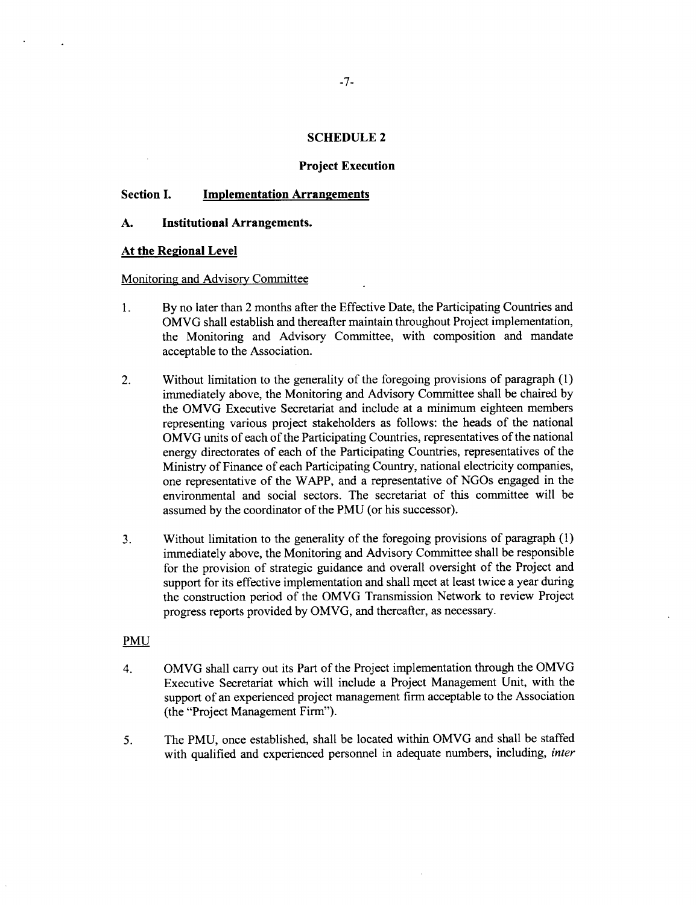# SCHEDULE 2

## Project Execution

### Section I. Implementation Arrangements

### A. Institutional Arrangements.

**At the Regional Level**

Monitoring and Advisory Committee

1. By no later than 2 months after the Effective Date, the Participating Countries and OMVG shall establish and thereafter maintain throughout Project implementation, the Monitoring and Advisory Committee, with composition and mandate acceptable to the Association.

2. Without limitation to the generality of the foregoing provisions of paragraph (1) immediately above, the Monitoring and Advisory Committee shall be chaired by the OMVG Executive Secretariat and include at a minimum eighteen members representing various project stakeholders as follows: the heads of the national OMVG units of each of the Participating Countries, representatives of the national energy directorates of each of the Participating Countries, representatives of the Ministry of Finance of each Participating Country, national electricity companies, one representative of the WAPP, and a representative of NGOs engaged in the environmental and social sectors. The secretariat of this committee will be assumed by the coordinator of the PMU (or his successor).

3. Without limitation to the generality of the foregoing provisions of paragraph (1) immediately above, the Monitoring and Advisory Committee shall be responsible for the provision of strategic guidance and overall oversight of the Project and support for its effective implementation and shall meet at least twice a year during the construction period of the OMVG Transmission Network to review Project progress reports provided by OMVG, and thereafter, as necessary.

PMU

4. OMVG shall carry out its Part of the Project implementation through the OMVG Executive Secretariat which will include a Project Management Unit, with the support of an experienced project management firm acceptable to the Association (the "Project Management Firm").

5. The PMU, once established, shall be located within OMVG and shall be staffed with qualified and experienced personnel in adequate numbers, including, *inter*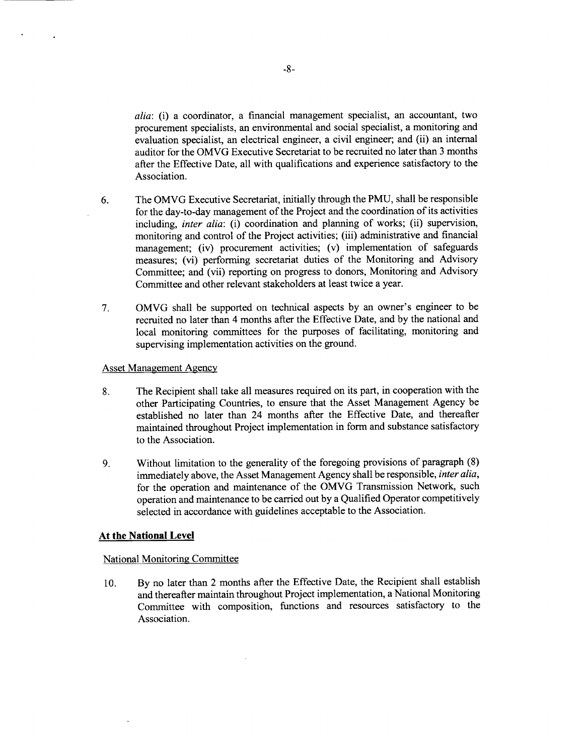*alia*: (i) a coordinator, a financial management specialist, an accountant, two procurement specialists, an environmental and social specialist, a monitoring and evaluation specialist, an electrical engineer, a civil engineer; and (ii) an internal auditor for the OMVG Executive Secretariat to be recruited no later than 3 months after the Effective Date, all with qualifications and experience satisfactory to the Association.

6. The OMVG Executive Secretariat, initially through the PMU, shall be responsible for the day-to-day management of the Project and the coordination of its activities including, *inter alia*: (i) coordination and planning of works; (ii) supervision, monitoring and control of the Project activities; (iii) administrative and financial management; (iv) procurement activities; (v) implementation of safeguards measures; (vi) performing secretariat duties of the Monitoring and Advisory Committee; and (vii) reporting on progress to donors, Monitoring and Advisory Committee and other relevant stakeholders at least twice a year.

7. OMVG shall be supported on technical aspects by an owner's engineer to be recruited no later than 4 months after the Effective Date, and by the national and local monitoring committees for the purposes of facilitating, monitoring and supervising implementation activities on the ground.

Asset Management Agency

8. The Recipient shall take all measures required on its part, in cooperation with the other Participating Countries, to ensure that the Asset Management Agency be established no later than 24 months after the Effective Date, and thereafter maintained throughout Project implementation in form and substance satisfactory to the Association.

9. Without limitation to the generality of the foregoing provisions of paragraph (8) immediately above, the Asset Management Agency shall be responsible, *inter alia*, for the operation and maintenance of the OMVG Transmission Network, such operation and maintenance to be carried out by a Qualified Operator competitively selected in accordance with guidelines acceptable to the Association.

**At the National Level**

National Monitoring Committee

10. By no later than 2 months after the Effective Date, the Recipient shall establish and thereafter maintain throughout Project implementation, a National Monitoring Committee with composition, functions and resources satisfactory to the Association.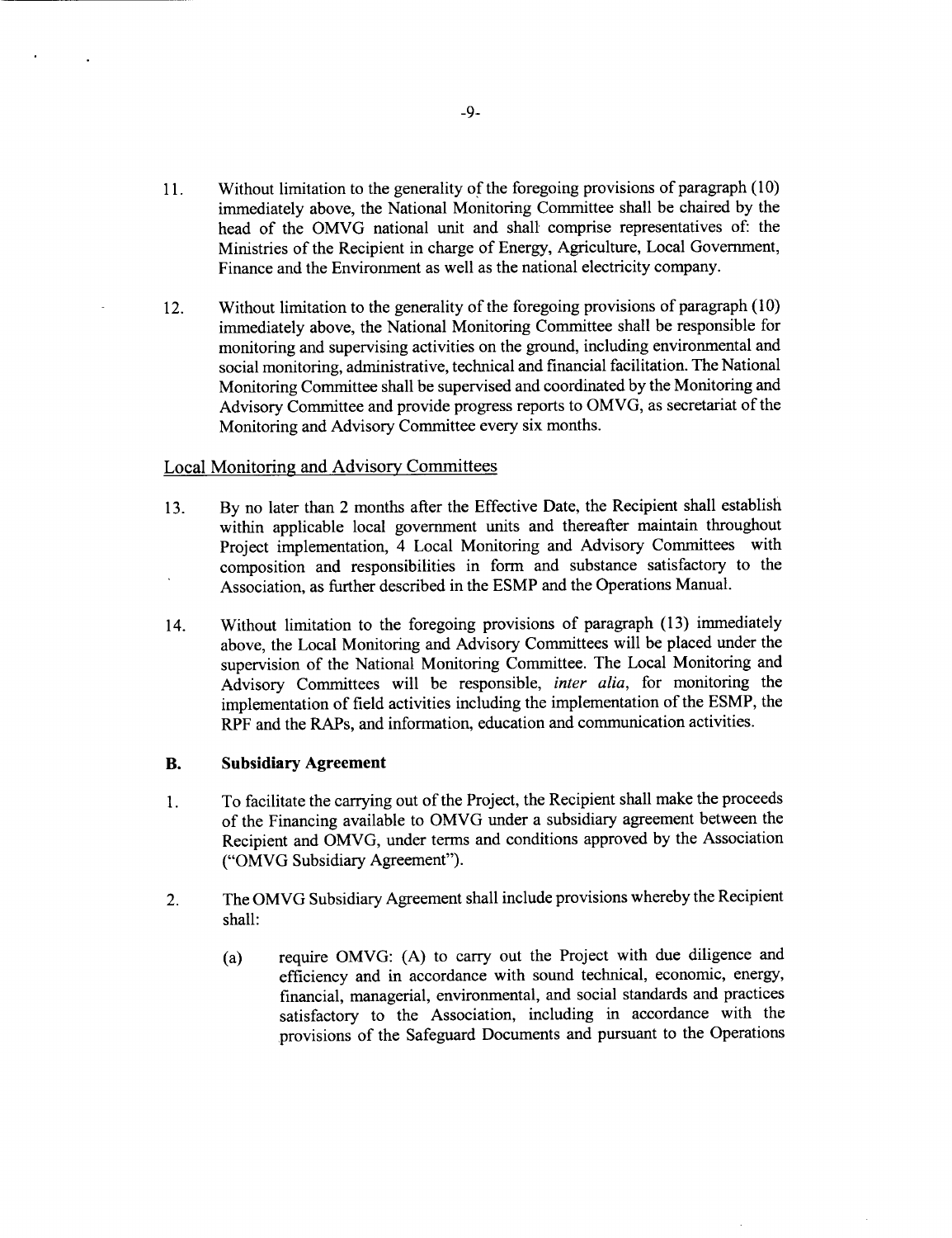11. Without limitation to the generality of the foregoing provisions of paragraph (10) immediately above, the National Monitoring Committee shall be chaired by the head of the OMVG national unit and shall comprise representatives of: the Ministries of the Recipient in charge of Energy, Agriculture, Local Government, Finance and the Environment as well as the national electricity company.

12. Without limitation to the generality of the foregoing provisions of paragraph (10) immediately above, the National Monitoring Committee shall be responsible for monitoring and supervising activities on the ground, including environmental and social monitoring, administrative, technical and financial facilitation. The National Monitoring Committee shall be supervised and coordinated by the Monitoring and Advisory Committee and provide progress reports to OMVG, as secretariat of the Monitoring and Advisory Committee every six months.

Local Monitoring and Advisory Committees

13. By no later than 2 months after the Effective Date, the Recipient shall establish within applicable local government units and thereafter maintain throughout Project implementation, 4 Local Monitoring and Advisory Committees with composition and responsibilities in form and substance satisfactory to the Association, as further described in the ESMP and the Operations Manual.

14. Without limitation to the foregoing provisions of paragraph (13) immediately above, the Local Monitoring and Advisory Committees will be placed under the supervision of the National Monitoring Committee. The Local Monitoring and Advisory Committees will be responsible, *inter alia*, for monitoring the implementation of field activities including the implementation of the ESMP, the RPF and the RAPs, and information, education and communication activities.

### B. Subsidiary Agreement

1. To facilitate the carrying out of the Project, the Recipient shall make the proceeds of the Financing available to OMVG under a subsidiary agreement between the Recipient and OMVG, under terms and conditions approved by the Association ("OMVG Subsidiary Agreement").

2. The OMVG Subsidiary Agreement shall include provisions whereby the Recipient shall:

   (a) require OMVG: (A) to carry out the Project with due diligence and efficiency and in accordance with sound technical, economic, energy, financial, managerial, environmental, and social standards and practices satisfactory to the Association, including in accordance with the provisions of the Safeguard Documents and pursuant to the Operations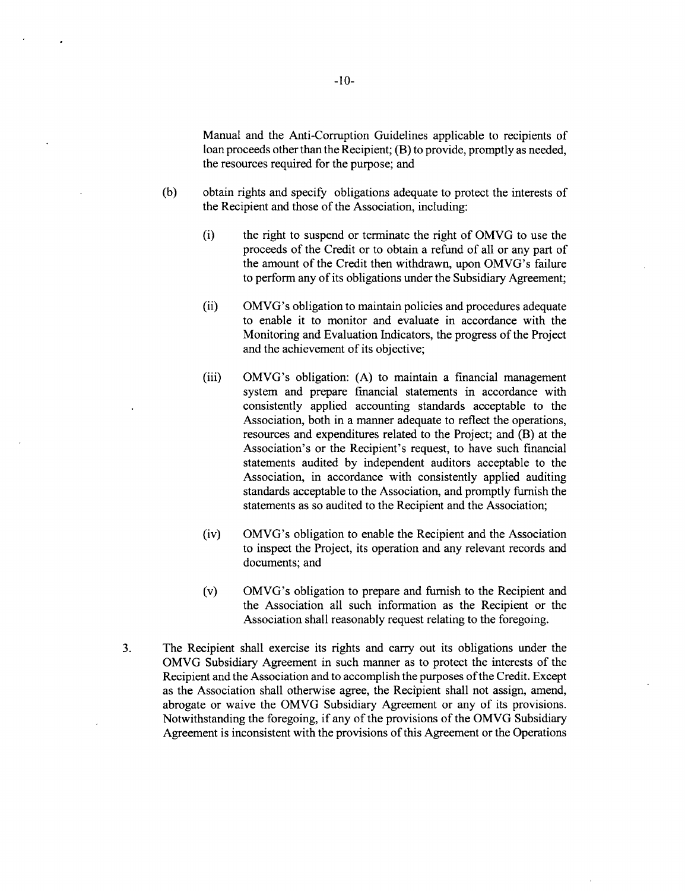Manual and the Anti-Corruption Guidelines applicable to recipients of loan proceeds other than the Recipient; (B) to provide, promptly as needed, the resources required for the purpose; and

(b) obtain rights and specify obligations adequate to protect the interests of the Recipient and those of the Association, including:

(i) the right to suspend or terminate the right of OMVG to use the proceeds of the Credit or to obtain a refund of all or any part of the amount of the Credit then withdrawn, upon OMVG's failure to perform any of its obligations under the Subsidiary Agreement;

(ii) OMVG's obligation to maintain policies and procedures adequate to enable it to monitor and evaluate in accordance with the Monitoring and Evaluation Indicators, the progress of the Project and the achievement of its objective;

(iii) OMVG's obligation: (A) to maintain a financial management system and prepare financial statements in accordance with consistently applied accounting standards acceptable to the Association, both in a manner adequate to reflect the operations, resources and expenditures related to the Project; and (B) at the Association's or the Recipient's request, to have such financial statements audited by independent auditors acceptable to the Association, in accordance with consistently applied auditing standards acceptable to the Association, and promptly furnish the statements as so audited to the Recipient and the Association;

(iv) OMVG's obligation to enable the Recipient and the Association to inspect the Project, its operation and any relevant records and documents; and

(v) OMVG's obligation to prepare and furnish to the Recipient and the Association all such information as the Recipient or the Association shall reasonably request relating to the foregoing.

3. The Recipient shall exercise its rights and carry out its obligations under the OMVG Subsidiary Agreement in such manner as to protect the interests of the Recipient and the Association and to accomplish the purposes of the Credit. Except as the Association shall otherwise agree, the Recipient shall not assign, amend, abrogate or waive the OMVG Subsidiary Agreement or any of its provisions. Notwithstanding the foregoing, if any of the provisions of the OMVG Subsidiary Agreement is inconsistent with the provisions of this Agreement or the Operations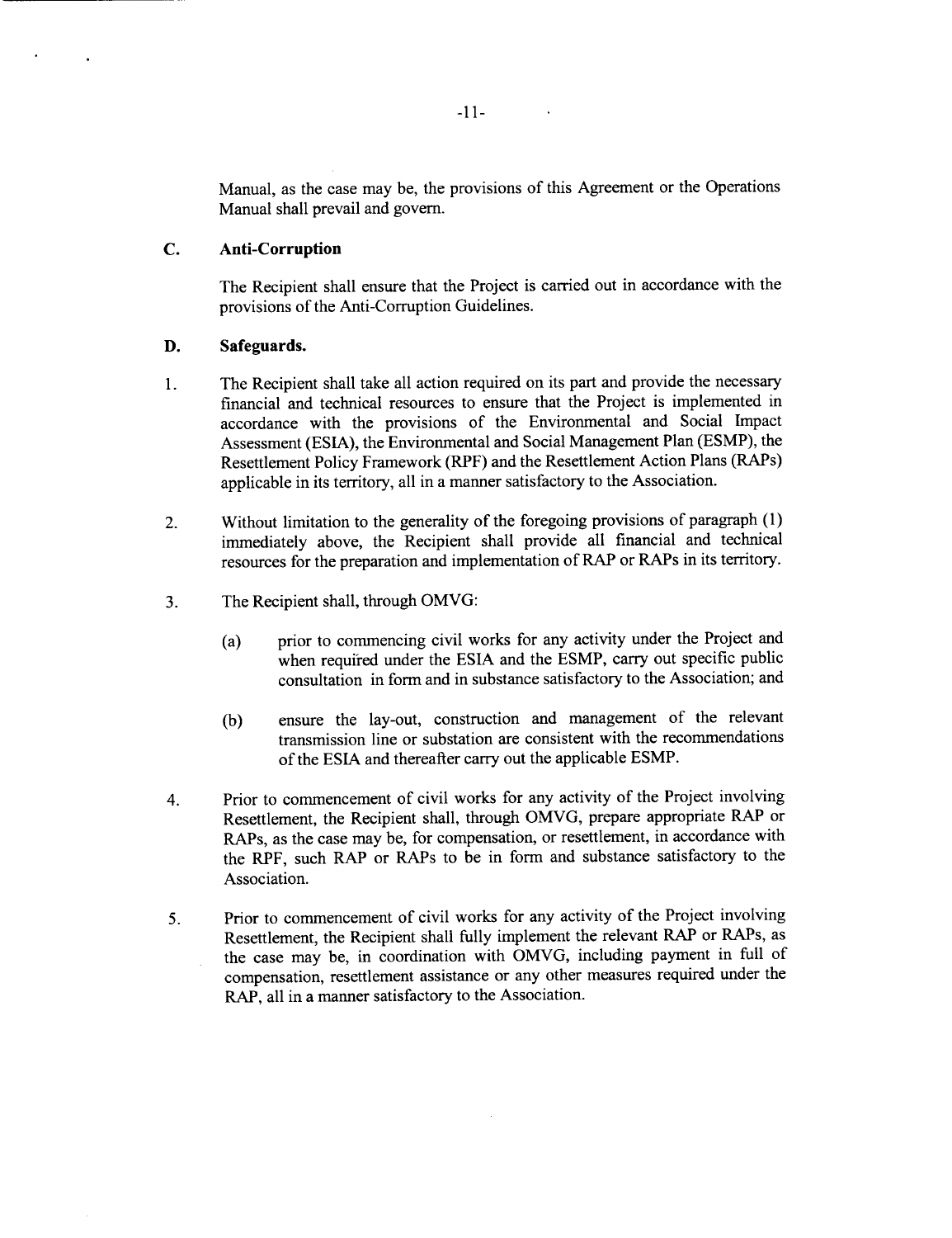Manual, as the case may be, the provisions of this Agreement or the Operations Manual shall prevail and govern.

### C. Anti-Corruption

The Recipient shall ensure that the Project is carried out in accordance with the provisions of the Anti-Corruption Guidelines.

### D. Safeguards.

1. The Recipient shall take all action required on its part and provide the necessary financial and technical resources to ensure that the Project is implemented in accordance with the provisions of the Environmental and Social Impact Assessment (ESIA), the Environmental and Social Management Plan (ESMP), the Resettlement Policy Framework (RPF) and the Resettlement Action Plans (RAPs) applicable in its territory, all in a manner satisfactory to the Association.

2. Without limitation to the generality of the foregoing provisions of paragraph (1) immediately above, the Recipient shall provide all financial and technical resources for the preparation and implementation of RAP or RAPs in its territory.

3. The Recipient shall, through OMVG:

   (a) prior to commencing civil works for any activity under the Project and when required under the ESIA and the ESMP, carry out specific public consultation in form and in substance satisfactory to the Association; and

   (b) ensure the lay-out, construction and management of the relevant transmission line or substation are consistent with the recommendations of the ESIA and thereafter carry out the applicable ESMP.

4. Prior to commencement of civil works for any activity of the Project involving Resettlement, the Recipient shall, through OMVG, prepare appropriate RAP or RAPs, as the case may be, for compensation, or resettlement, in accordance with the RPF, such RAP or RAPs to be in form and substance satisfactory to the Association.

5. Prior to commencement of civil works for any activity of the Project involving Resettlement, the Recipient shall fully implement the relevant RAP or RAPs, as the case may be, in coordination with OMVG, including payment in full of compensation, resettlement assistance or any other measures required under the RAP, all in a manner satisfactory to the Association.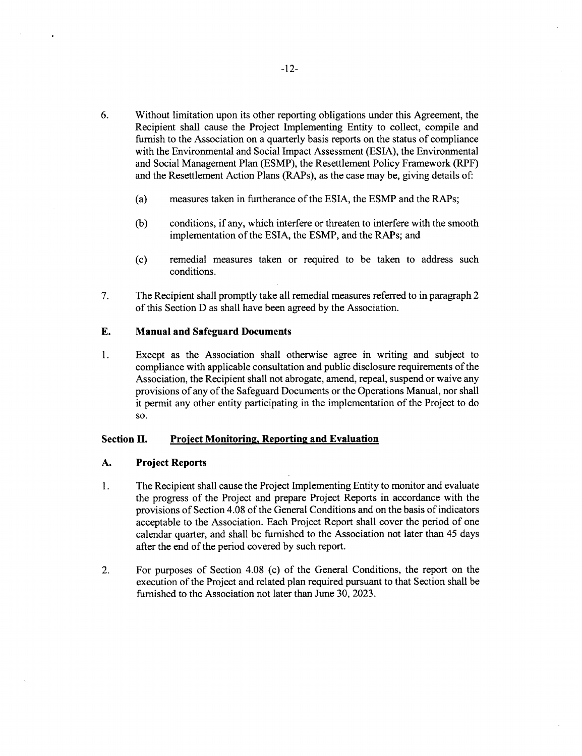6. Without limitation upon its other reporting obligations under this Agreement, the Recipient shall cause the Project Implementing Entity to collect, compile and furnish to the Association on a quarterly basis reports on the status of compliance with the Environmental and Social Impact Assessment (ESIA), the Environmental and Social Management Plan (ESMP), the Resettlement Policy Framework (RPF) and the Resettlement Action Plans (RAPs), as the case may be, giving details of:

   (a) measures taken in furtherance of the ESIA, the ESMP and the RAPs;

   (b) conditions, if any, which interfere or threaten to interfere with the smooth implementation of the ESIA, the ESMP, and the RAPs; and

   (c) remedial measures taken or required to be taken to address such conditions.

7. The Recipient shall promptly take all remedial measures referred to in paragraph 2 of this Section D as shall have been agreed by the Association.

### E. Manual and Safeguard Documents

1. Except as the Association shall otherwise agree in writing and subject to compliance with applicable consultation and public disclosure requirements of the Association, the Recipient shall not abrogate, amend, repeal, suspend or waive any provisions of any of the Safeguard Documents or the Operations Manual, nor shall it permit any other entity participating in the implementation of the Project to do so.

## Section II. Project Monitoring, Reporting and Evaluation

### A. Project Reports

1. The Recipient shall cause the Project Implementing Entity to monitor and evaluate the progress of the Project and prepare Project Reports in accordance with the provisions of Section 4.08 of the General Conditions and on the basis of indicators acceptable to the Association. Each Project Report shall cover the period of one calendar quarter, and shall be furnished to the Association not later than 45 days after the end of the period covered by such report.

2. For purposes of Section 4.08 (c) of the General Conditions, the report on the execution of the Project and related plan required pursuant to that Section shall be furnished to the Association not later than June 30, 2023.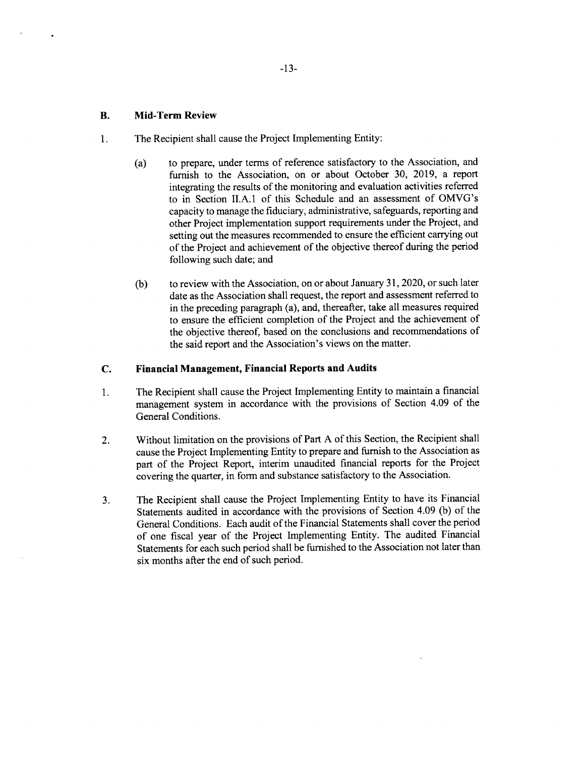## B. Mid-Term Review

1. The Recipient shall cause the Project Implementing Entity:

   (a) to prepare, under terms of reference satisfactory to the Association, and furnish to the Association, on or about October 30, 2019, a report integrating the results of the monitoring and evaluation activities referred to in Section II.A.1 of this Schedule and an assessment of OMVG's capacity to manage the fiduciary, administrative, safeguards, reporting and other Project implementation support requirements under the Project, and setting out the measures recommended to ensure the efficient carrying out of the Project and achievement of the objective thereof during the period following such date; and

   (b) to review with the Association, on or about January 31, 2020, or such later date as the Association shall request, the report and assessment referred to in the preceding paragraph (a), and, thereafter, take all measures required to ensure the efficient completion of the Project and the achievement of the objective thereof, based on the conclusions and recommendations of the said report and the Association's views on the matter.

## C. Financial Management, Financial Reports and Audits

1. The Recipient shall cause the Project Implementing Entity to maintain a financial management system in accordance with the provisions of Section 4.09 of the General Conditions.

2. Without limitation on the provisions of Part A of this Section, the Recipient shall cause the Project Implementing Entity to prepare and furnish to the Association as part of the Project Report, interim unaudited financial reports for the Project covering the quarter, in form and substance satisfactory to the Association.

3. The Recipient shall cause the Project Implementing Entity to have its Financial Statements audited in accordance with the provisions of Section 4.09 (b) of the General Conditions. Each audit of the Financial Statements shall cover the period of one fiscal year of the Project Implementing Entity. The audited Financial Statements for each such period shall be furnished to the Association not later than six months after the end of such period.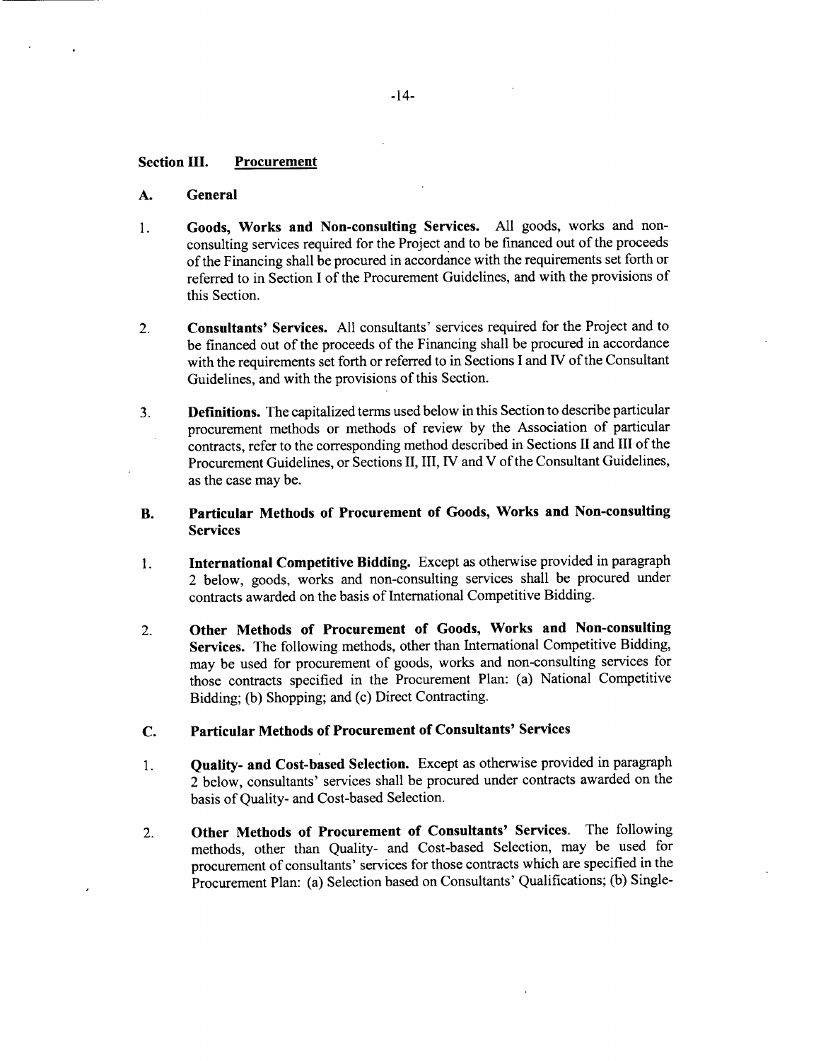## Section III. Procurement

### A. General

1. **Goods, Works and Non-consulting Services.** All goods, works and non-consulting services required for the Project and to be financed out of the proceeds of the Financing shall be procured in accordance with the requirements set forth or referred to in Section I of the Procurement Guidelines, and with the provisions of this Section.

2. **Consultants' Services.** All consultants' services required for the Project and to be financed out of the proceeds of the Financing shall be procured in accordance with the requirements set forth or referred to in Sections I and IV of the Consultant Guidelines, and with the provisions of this Section.

3. **Definitions.** The capitalized terms used below in this Section to describe particular procurement methods or methods of review by the Association of particular contracts, refer to the corresponding method described in Sections II and III of the Procurement Guidelines, or Sections II, III, IV and V of the Consultant Guidelines, as the case may be.

### B. Particular Methods of Procurement of Goods, Works and Non-consulting Services

1. **International Competitive Bidding.** Except as otherwise provided in paragraph 2 below, goods, works and non-consulting services shall be procured under contracts awarded on the basis of International Competitive Bidding.

2. **Other Methods of Procurement of Goods, Works and Non-consulting Services.** The following methods, other than International Competitive Bidding, may be used for procurement of goods, works and non-consulting services for those contracts specified in the Procurement Plan: (a) National Competitive Bidding; (b) Shopping; and (c) Direct Contracting.

### C. Particular Methods of Procurement of Consultants' Services

1. **Quality- and Cost-based Selection.** Except as otherwise provided in paragraph 2 below, consultants' services shall be procured under contracts awarded on the basis of Quality- and Cost-based Selection.

2. **Other Methods of Procurement of Consultants' Services.** The following methods, other than Quality- and Cost-based Selection, may be used for procurement of consultants' services for those contracts which are specified in the Procurement Plan: (a) Selection based on Consultants' Qualifications; (b) Single-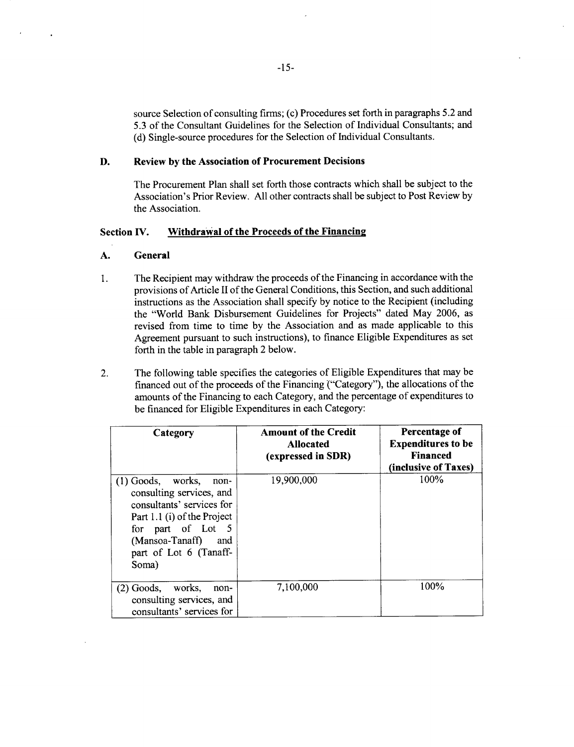source Selection of consulting firms; (c) Procedures set forth in paragraphs 5.2 and 5.3 of the Consultant Guidelines for the Selection of Individual Consultants; and (d) Single-source procedures for the Selection of Individual Consultants.

**D. Review by the Association of Procurement Decisions**

The Procurement Plan shall set forth those contracts which shall be subject to the Association's Prior Review. All other contracts shall be subject to Post Review by the Association.

## Section IV. Withdrawal of the Proceeds of the Financing

**A. General**

1. The Recipient may withdraw the proceeds of the Financing in accordance with the provisions of Article II of the General Conditions, this Section, and such additional instructions as the Association shall specify by notice to the Recipient (including the "World Bank Disbursement Guidelines for Projects" dated May 2006, as revised from time to time by the Association and as made applicable to this Agreement pursuant to such instructions), to finance Eligible Expenditures as set forth in the table in paragraph 2 below.

2. The following table specifies the categories of Eligible Expenditures that may be financed out of the proceeds of the Financing ("Category"), the allocations of the amounts of the Financing to each Category, and the percentage of expenditures to be financed for Eligible Expenditures in each Category:

| Category | Amount of the Credit Allocated (expressed in SDR) | Percentage of Expenditures to be Financed (inclusive of Taxes) |
|---|---|---|
| (1) Goods, works, non-consulting services, and consultants' services for Part 1.1 (i) of the Project for part of Lot 5 (Mansoa-Tanaff) and part of Lot 6 (Tanaff-Soma) | 19,900,000 | 100% |
| (2) Goods, works, non-consulting services, and consultants' services for | 7,100,000 | 100% |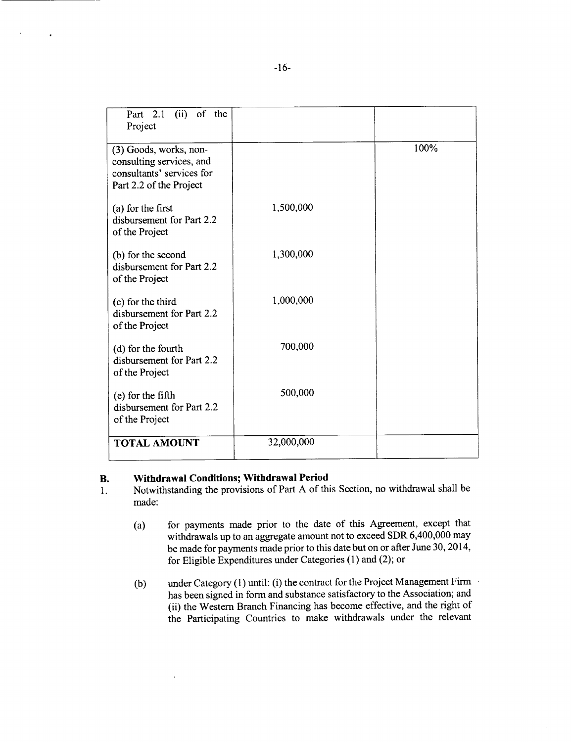| | | |
|---|---|---|
| Part 2.1 (ii) of the Project | | |
| (3) Goods, works, non-consulting services, and consultants' services for Part 2.2 of the Project | | 100% |
| (a) for the first disbursement for Part 2.2 of the Project | 1,500,000 | |
| (b) for the second disbursement for Part 2.2 of the Project | 1,300,000 | |
| (c) for the third disbursement for Part 2.2 of the Project | 1,000,000 | |
| (d) for the fourth disbursement for Part 2.2 of the Project | 700,000 | |
| (e) for the fifth disbursement for Part 2.2 of the Project | 500,000 | |
| **TOTAL AMOUNT** | 32,000,000 | |

**B. Withdrawal Conditions; Withdrawal Period**

1. Notwithstanding the provisions of Part A of this Section, no withdrawal shall be made:

   (a) for payments made prior to the date of this Agreement, except that withdrawals up to an aggregate amount not to exceed SDR 6,400,000 may be made for payments made prior to this date but on or after June 30, 2014, for Eligible Expenditures under Categories (1) and (2); or

   (b) under Category (1) until: (i) the contract for the Project Management Firm has been signed in form and substance satisfactory to the Association; and (ii) the Western Branch Financing has become effective, and the right of the Participating Countries to make withdrawals under the relevant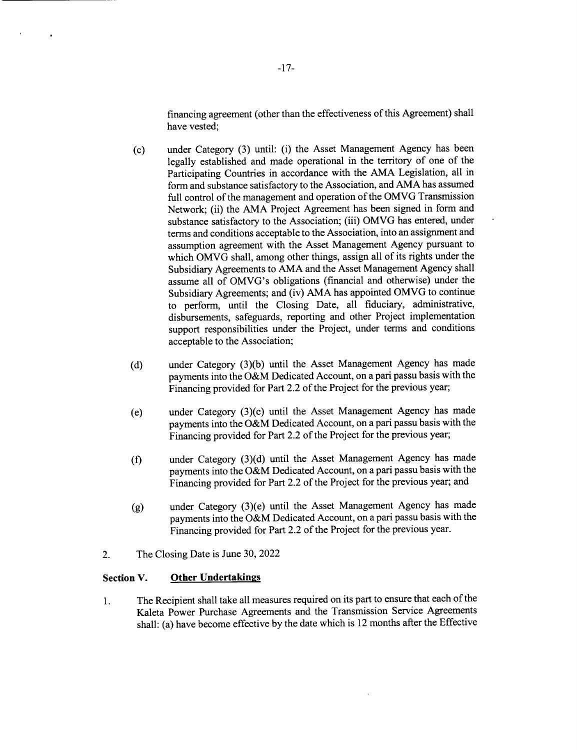financing agreement (other than the effectiveness of this Agreement) shall have vested;

(c) under Category (3) until: (i) the Asset Management Agency has been legally established and made operational in the territory of one of the Participating Countries in accordance with the AMA Legislation, all in form and substance satisfactory to the Association, and AMA has assumed full control of the management and operation of the OMVG Transmission Network; (ii) the AMA Project Agreement has been signed in form and substance satisfactory to the Association; (iii) OMVG has entered, under terms and conditions acceptable to the Association, into an assignment and assumption agreement with the Asset Management Agency pursuant to which OMVG shall, among other things, assign all of its rights under the Subsidiary Agreements to AMA and the Asset Management Agency shall assume all of OMVG's obligations (financial and otherwise) under the Subsidiary Agreements; and (iv) AMA has appointed OMVG to continue to perform, until the Closing Date, all fiduciary, administrative, disbursements, safeguards, reporting and other Project implementation support responsibilities under the Project, under terms and conditions acceptable to the Association;

(d) under Category (3)(b) until the Asset Management Agency has made payments into the O&M Dedicated Account, on a pari passu basis with the Financing provided for Part 2.2 of the Project for the previous year;

(e) under Category (3)(c) until the Asset Management Agency has made payments into the O&M Dedicated Account, on a pari passu basis with the Financing provided for Part 2.2 of the Project for the previous year;

(f) under Category (3)(d) until the Asset Management Agency has made payments into the O&M Dedicated Account, on a pari passu basis with the Financing provided for Part 2.2 of the Project for the previous year; and

(g) under Category (3)(e) until the Asset Management Agency has made payments into the O&M Dedicated Account, on a pari passu basis with the Financing provided for Part 2.2 of the Project for the previous year.

2. The Closing Date is June 30, 2022

## Section V. Other Undertakings

1. The Recipient shall take all measures required on its part to ensure that each of the Kaleta Power Purchase Agreements and the Transmission Service Agreements shall: (a) have become effective by the date which is 12 months after the Effective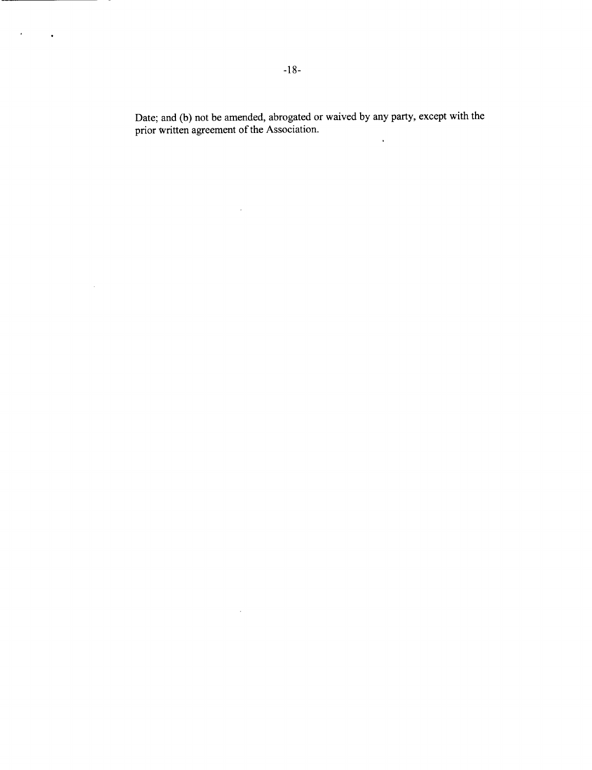Date; and (b) not be amended, abrogated or waived by any party, except with the prior written agreement of the Association.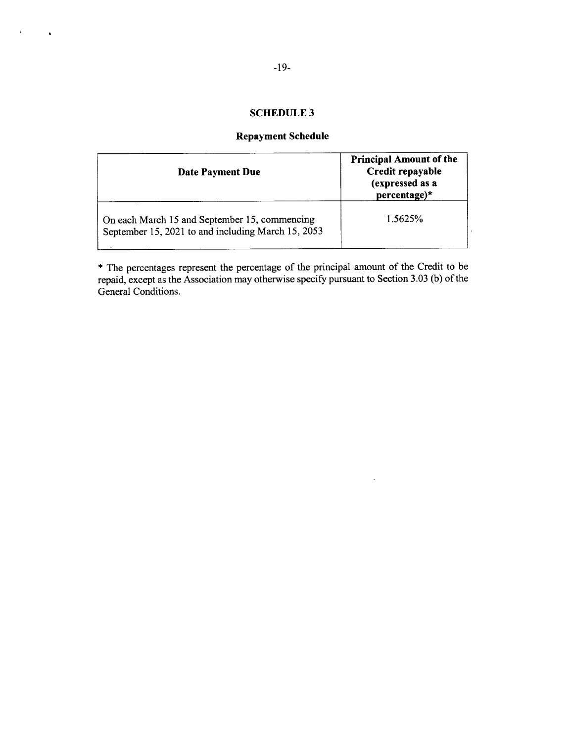## SCHEDULE 3

### Repayment Schedule

| Date Payment Due | Principal Amount of the Credit repayable (expressed as a percentage)* |
|---|---|
| On each March 15 and September 15, commencing September 15, 2021 to and including March 15, 2053 | 1.5625% |

* The percentages represent the percentage of the principal amount of the Credit to be repaid, except as the Association may otherwise specify pursuant to Section 3.03 (b) of the General Conditions.